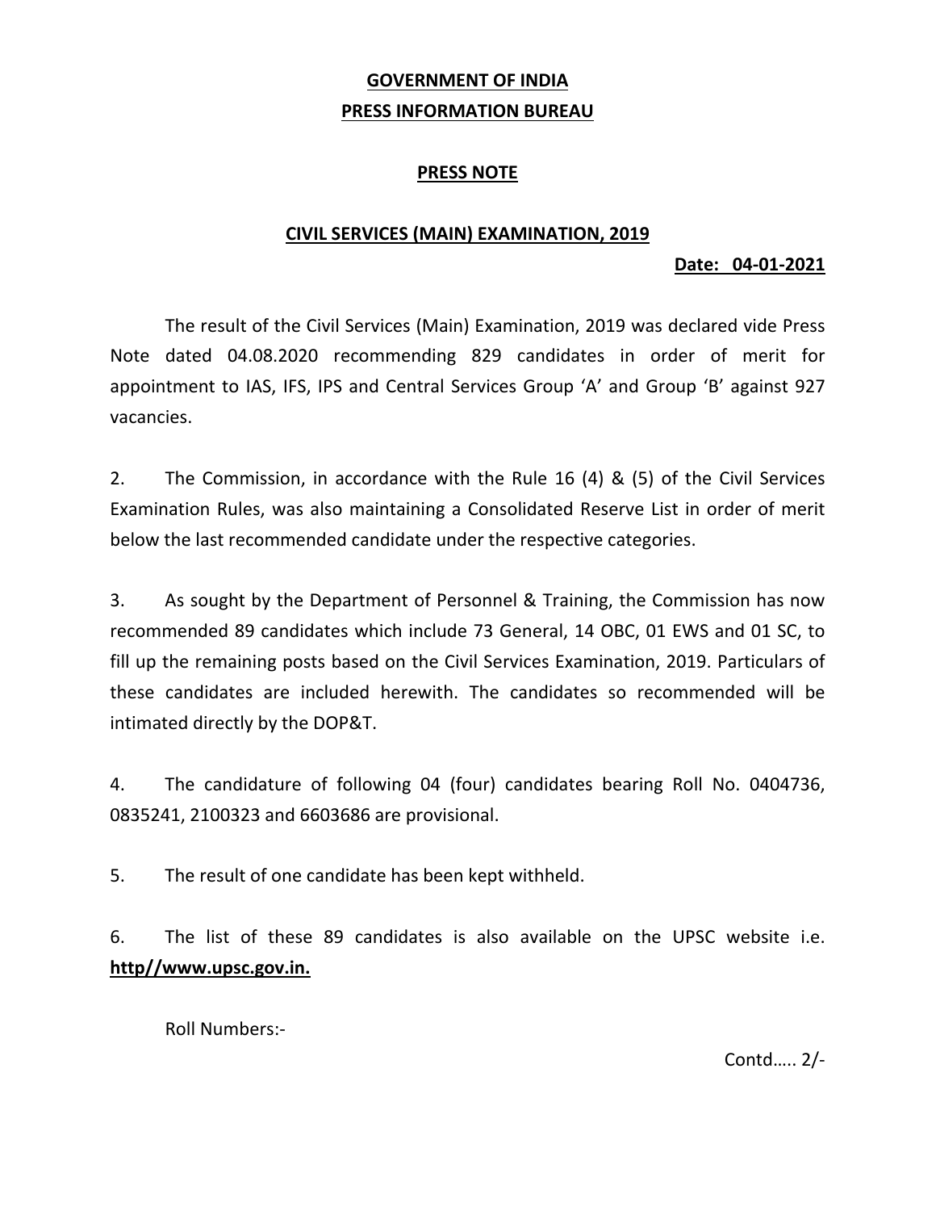**GOVERNMENT OF INDIA**

**PRESS INFORMATION BUREAU**

**PRESS NOTE**

**CIVIL SERVICES (MAIN) EXAMINATION, 2019**

**Date: 04-01-2021**

The result of the Civil Services (Main) Examination, 2019 was declared vide Press Note dated 04.08.2020 recommending 829 candidates in order of merit for appointment to IAS, IFS, IPS and Central Services Group 'A' and Group 'B' against 927 vacancies.

2. The Commission, in accordance with the Rule 16 (4) & (5) of the Civil Services Examination Rules, was also maintaining a Consolidated Reserve List in order of merit below the last recommended candidate under the respective categories.

3. As sought by the Department of Personnel & Training, the Commission has now recommended 89 candidates which include 73 General, 14 OBC, 01 EWS and 01 SC, to fill up the remaining posts based on the Civil Services Examination, 2019. Particulars of these candidates are included herewith. The candidates so recommended will be intimated directly by the DOP&T.

4. The candidature of following 04 (four) candidates bearing Roll No. 0404736, 0835241, 2100323 and 6603686 are provisional.

5. The result of one candidate has been kept withheld.

6. The list of these 89 candidates is also available on the UPSC website i.e. **http//www.upsc.gov.in.**

Roll Numbers:-

Contd….. 2/-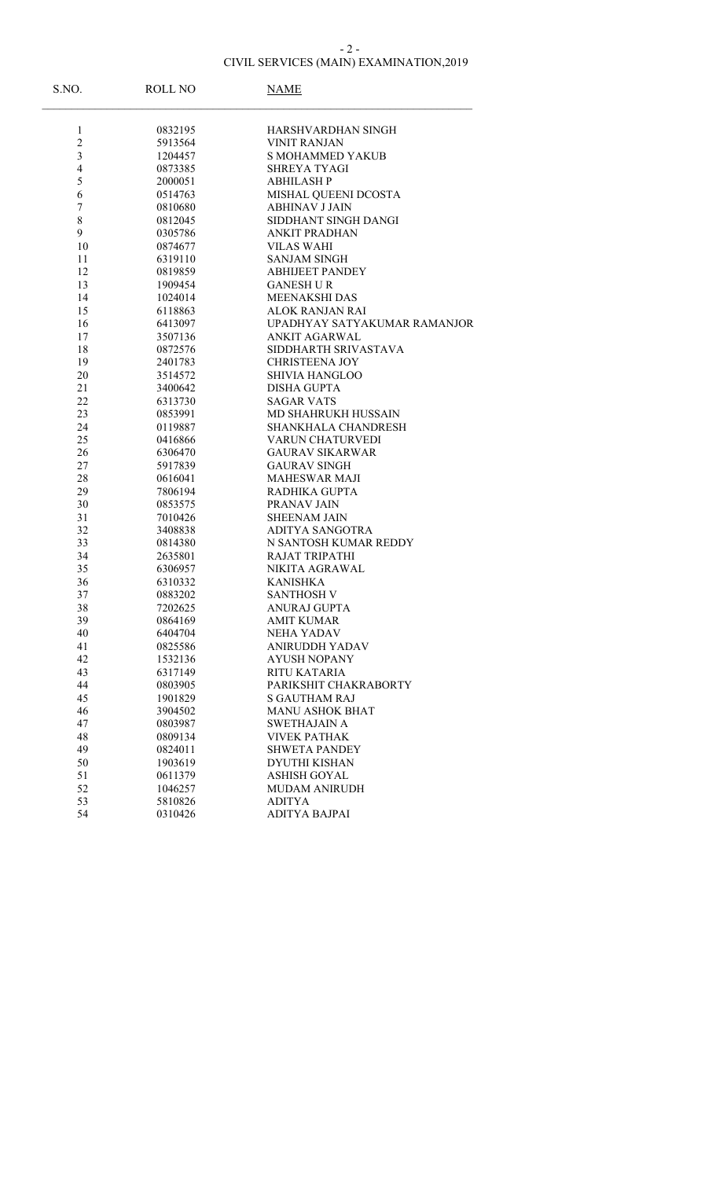# CIVIL SERVICES (MAIN) EXAMINATION,2019

| S.NO. | ROLL NO | NAME |
|---|---|---|
| 1 | 0832195 | HARSHVARDHAN SINGH |
| 2 | 5913564 | VINIT RANJAN |
| 3 | 1204457 | S MOHAMMED YAKUB |
| 4 | 0873385 | SHREYA TYAGI |
| 5 | 2000051 | ABHILASH P |
| 6 | 0514763 | MISHAL QUEENI DCOSTA |
| 7 | 0810680 | ABHINAV J JAIN |
| 8 | 0812045 | SIDDHANT SINGH DANGI |
| 9 | 0305786 | ANKIT PRADHAN |
| 10 | 0874677 | VILAS WAHI |
| 11 | 6319110 | SANJAM SINGH |
| 12 | 0819859 | ABHIJEET PANDEY |
| 13 | 1909454 | GANESH U R |
| 14 | 1024014 | MEENAKSHI DAS |
| 15 | 6118863 | ALOK RANJAN RAI |
| 16 | 6413097 | UPADHYAY SATYAKUMAR RAMANJOR |
| 17 | 3507136 | ANKIT AGARWAL |
| 18 | 0872576 | SIDDHARTH SRIVASTAVA |
| 19 | 2401783 | CHRISTEENA JOY |
| 20 | 3514572 | SHIVIA HANGLOO |
| 21 | 3400642 | DISHA GUPTA |
| 22 | 6313730 | SAGAR VATS |
| 23 | 0853991 | MD SHAHRUKH HUSSAIN |
| 24 | 0119887 | SHANKHALA CHANDRESH |
| 25 | 0416866 | VARUN CHATURVEDI |
| 26 | 6306470 | GAURAV SIKARWAR |
| 27 | 5917839 | GAURAV SINGH |
| 28 | 0616041 | MAHESWAR MAJI |
| 29 | 7806194 | RADHIKA GUPTA |
| 30 | 0853575 | PRANAV JAIN |
| 31 | 7010426 | SHEENAM JAIN |
| 32 | 3408838 | ADITYA SANGOTRA |
| 33 | 0814380 | N SANTOSH KUMAR REDDY |
| 34 | 2635801 | RAJAT TRIPATHI |
| 35 | 6306957 | NIKITA AGRAWAL |
| 36 | 6310332 | KANISHKA |
| 37 | 0883202 | SANTHOSH V |
| 38 | 7202625 | ANURAJ GUPTA |
| 39 | 0864169 | AMIT KUMAR |
| 40 | 6404704 | NEHA YADAV |
| 41 | 0825586 | ANIRUDDH YADAV |
| 42 | 1532136 | AYUSH NOPANY |
| 43 | 6317149 | RITU KATARIA |
| 44 | 0803905 | PARIKSHIT CHAKRABORTY |
| 45 | 1901829 | S GAUTHAM RAJ |
| 46 | 3904502 | MANU ASHOK BHAT |
| 47 | 0803987 | SWETHAJAIN A |
| 48 | 0809134 | VIVEK PATHAK |
| 49 | 0824011 | SHWETA PANDEY |
| 50 | 1903619 | DYUTHI KISHAN |
| 51 | 0611379 | ASHISH GOYAL |
| 52 | 1046257 | MUDAM ANIRUDH |
| 53 | 5810826 | ADITYA |
| 54 | 0310426 | ADITYA BAJPAI |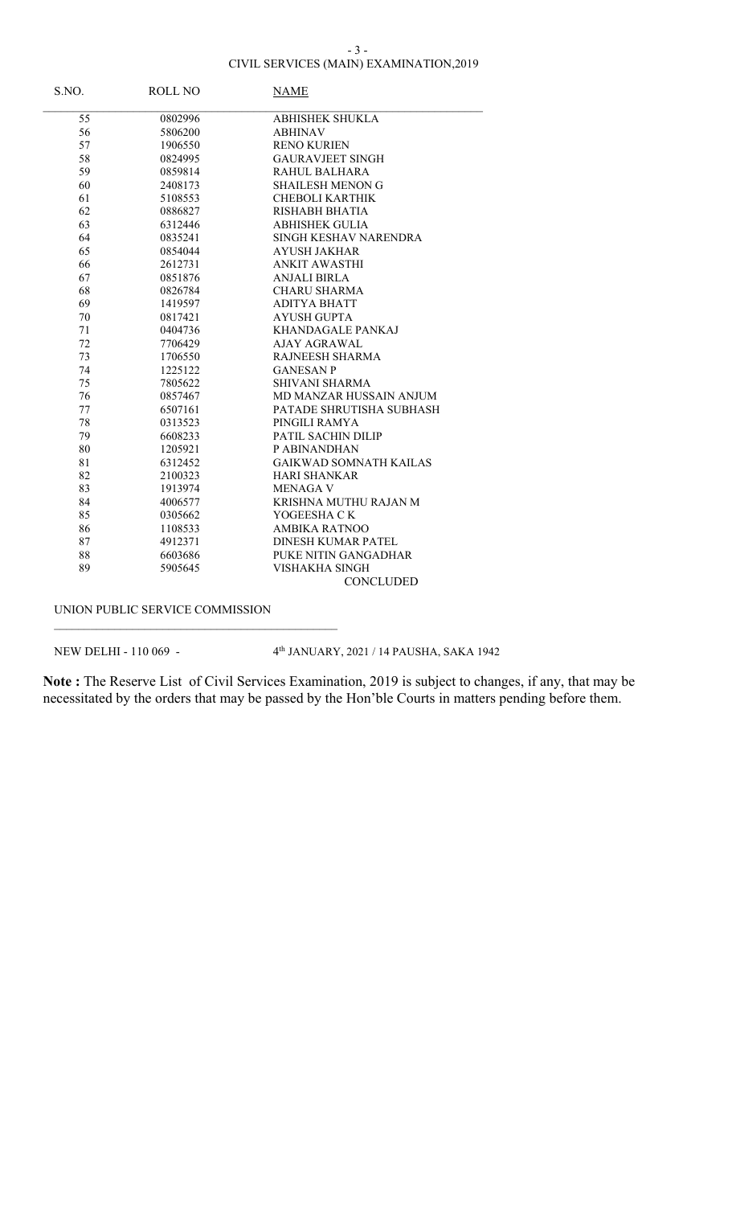CIVIL SERVICES (MAIN) EXAMINATION,2019

| S.NO. | ROLL NO | NAME |
|---|---|---|
| 55 | 0802996 | ABHISHEK SHUKLA |
| 56 | 5806200 | ABHINAV |
| 57 | 1906550 | RENO KURIEN |
| 58 | 0824995 | GAURAVJEET SINGH |
| 59 | 0859814 | RAHUL BALHARA |
| 60 | 2408173 | SHAILESH MENON G |
| 61 | 5108553 | CHEBOLI KARTHIK |
| 62 | 0886827 | RISHABH BHATIA |
| 63 | 6312446 | ABHISHEK GULIA |
| 64 | 0835241 | SINGH KESHAV NARENDRA |
| 65 | 0854044 | AYUSH JAKHAR |
| 66 | 2612731 | ANKIT AWASTHI |
| 67 | 0851876 | ANJALI BIRLA |
| 68 | 0826784 | CHARU SHARMA |
| 69 | 1419597 | ADITYA BHATT |
| 70 | 0817421 | AYUSH GUPTA |
| 71 | 0404736 | KHANDAGALE PANKAJ |
| 72 | 7706429 | AJAY AGRAWAL |
| 73 | 1706550 | RAJNEESH SHARMA |
| 74 | 1225122 | GANESAN P |
| 75 | 7805622 | SHIVANI SHARMA |
| 76 | 0857467 | MD MANZAR HUSSAIN ANJUM |
| 77 | 6507161 | PATADE SHRUTISHA SUBHASH |
| 78 | 0313523 | PINGILI RAMYA |
| 79 | 6608233 | PATIL SACHIN DILIP |
| 80 | 1205921 | P ABINANDHAN |
| 81 | 6312452 | GAIKWAD SOMNATH KAILAS |
| 82 | 2100323 | HARI SHANKAR |
| 83 | 1913974 | MENAGA V |
| 84 | 4006577 | KRISHNA MUTHU RAJAN M |
| 85 | 0305662 | YOGEESHA C K |
| 86 | 1108533 | AMBIKA RATNOO |
| 87 | 4912371 | DINESH KUMAR PATEL |
| 88 | 6603686 | PUKE NITIN GANGADHAR |
| 89 | 5905645 | VISHAKHA SINGH |

CONCLUDED

UNION PUBLIC SERVICE COMMISSION

NEW DELHI - 110 069 - 4th JANUARY, 2021 / 14 PAUSHA, SAKA 1942

**Note :** The Reserve List of Civil Services Examination, 2019 is subject to changes, if any, that may be necessitated by the orders that may be passed by the Hon'ble Courts in matters pending before them.